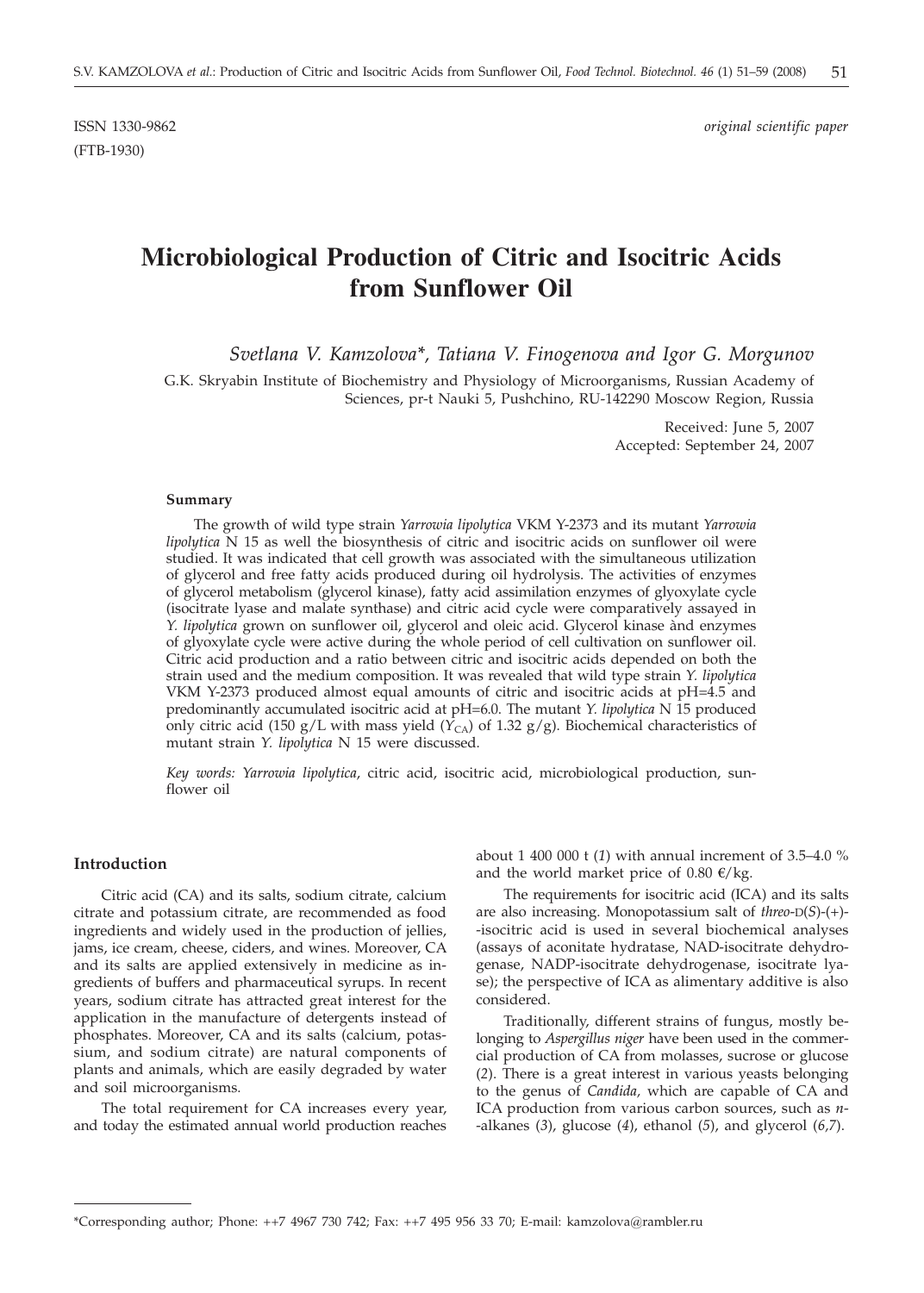ISSN 1330-9862
(FTB-1930)

*original scientific paper*

# Microbiological Production of Citric and Isocitric Acids from Sunflower Oil

*Svetlana V. Kamzolova\*, Tatiana V. Finogenova and Igor G. Morgunov*

G.K. Skryabin Institute of Biochemistry and Physiology of Microorganisms, Russian Academy of Sciences, pr-t Nauki 5, Pushchino, RU-142290 Moscow Region, Russia

Received: June 5, 2007
Accepted: September 24, 2007

### Summary

The growth of wild type strain *Yarrowia lipolytica* VKM Y-2373 and its mutant *Yarrowia lipolytica* N 15 as well the biosynthesis of citric and isocitric acids on sunflower oil were studied. It was indicated that cell growth was associated with the simultaneous utilization of glycerol and free fatty acids produced during oil hydrolysis. The activities of enzymes of glycerol metabolism (glycerol kinase), fatty acid assimilation enzymes of glyoxylate cycle (isocitrate lyase and malate synthase) and citric acid cycle were comparatively assayed in *Y. lipolytica* grown on sunflower oil, glycerol and oleic acid. Glycerol kinase ànd enzymes of glyoxylate cycle were active during the whole period of cell cultivation on sunflower oil. Citric acid production and a ratio between citric and isocitric acids depended on both the strain used and the medium composition. It was revealed that wild type strain *Y. lipolytica* VKM Y-2373 produced almost equal amounts of citric and isocitric acids at pH=4.5 and predominantly accumulated isocitric acid at pH=6.0. The mutant *Y. lipolytica* N 15 produced only citric acid (150 g/L with mass yield ($Y_{CA}$) of 1.32 g/g). Biochemical characteristics of mutant strain *Y. lipolytica* N 15 were discussed.

*Key words: Yarrowia lipolytica*, citric acid, isocitric acid, microbiological production, sunflower oil

## Introduction

Citric acid (CA) and its salts, sodium citrate, calcium citrate and potassium citrate, are recommended as food ingredients and widely used in the production of jellies, jams, ice cream, cheese, ciders, and wines. Moreover, CA and its salts are applied extensively in medicine as ingredients of buffers and pharmaceutical syrups. In recent years, sodium citrate has attracted great interest for the application in the manufacture of detergents instead of phosphates. Moreover, CA and its salts (calcium, potassium, and sodium citrate) are natural components of plants and animals, which are easily degraded by water and soil microorganisms.

The total requirement for CA increases every year, and today the estimated annual world production reaches about 1 400 000 t (*1*) with annual increment of 3.5–4.0 % and the world market price of 0.80 €/kg.

The requirements for isocitric acid (ICA) and its salts are also increasing. Monopotassium salt of *threo*-D(*S*)-(+)-isocitric acid is used in several biochemical analyses (assays of aconitate hydratase, NAD-isocitrate dehydrogenase, NADP-isocitrate dehydrogenase, isocitrate lyase); the perspective of ICA as alimentary additive is also considered.

Traditionally, different strains of fungus, mostly belonging to *Aspergillus niger* have been used in the commercial production of CA from molasses, sucrose or glucose (*2*). There is a great interest in various yeasts belonging to the genus of *Candida*, which are capable of CA and ICA production from various carbon sources, such as *n*-alkanes (*3*), glucose (*4*), ethanol (*5*), and glycerol (*6,7*).

\*Corresponding author; Phone: ++7 4967 730 742; Fax: ++7 495 956 33 70; E-mail: kamzolova@rambler.ru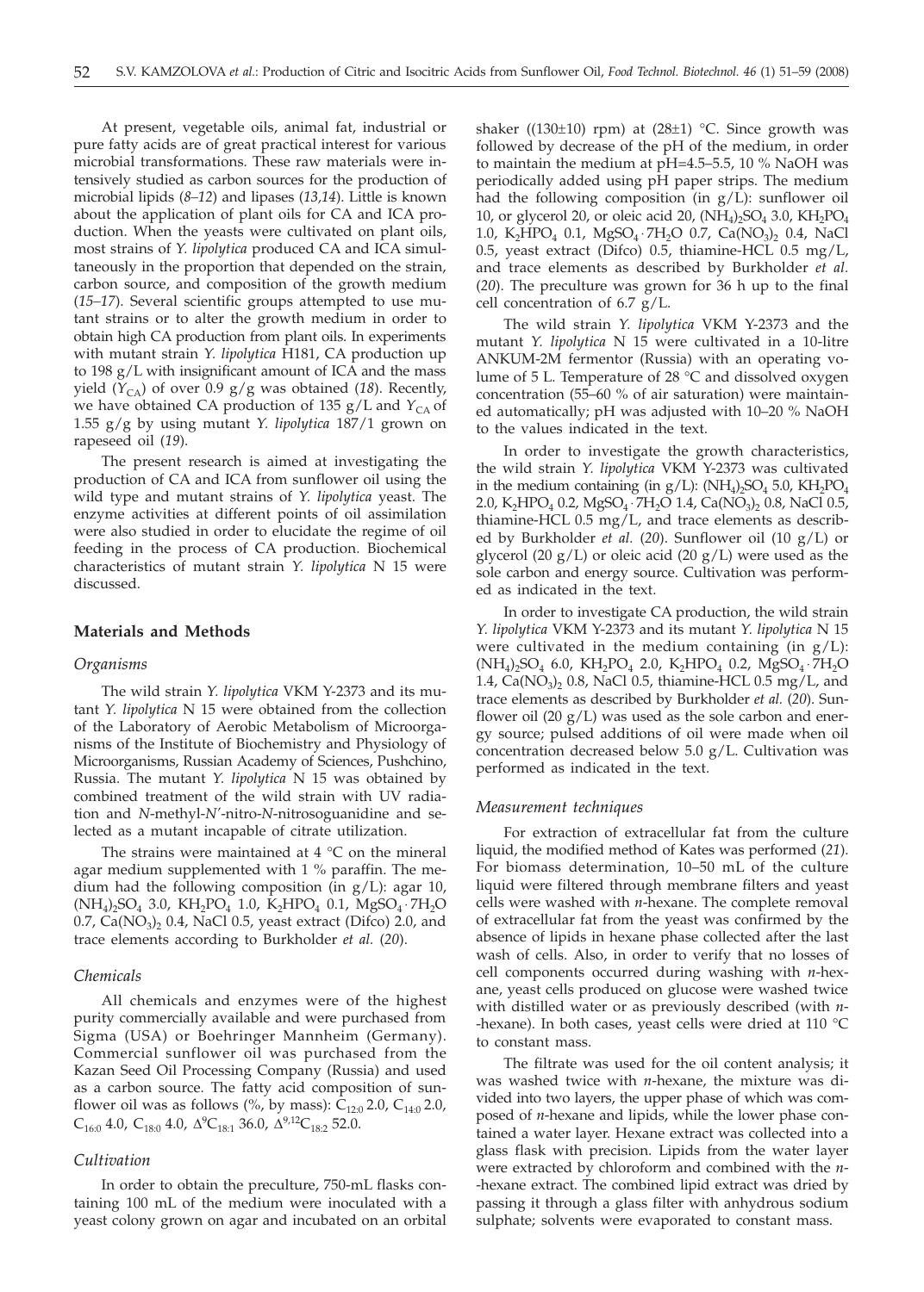At present, vegetable oils, animal fat, industrial or pure fatty acids are of great practical interest for various microbial transformations. These raw materials were intensively studied as carbon sources for the production of microbial lipids (*8–12*) and lipases (*13,14*). Little is known about the application of plant oils for CA and ICA production. When the yeasts were cultivated on plant oils, most strains of *Y. lipolytica* produced CA and ICA simultaneously in the proportion that depended on the strain, carbon source, and composition of the growth medium (*15–17*). Several scientific groups attempted to use mutant strains or to alter the growth medium in order to obtain high CA production from plant oils. In experiments with mutant strain *Y. lipolytica* H181, CA production up to 198 g/L with insignificant amount of ICA and the mass yield ($Y_{CA}$) of over 0.9 g/g was obtained (*18*). Recently, we have obtained CA production of 135 g/L and $Y_{CA}$ of 1.55 g/g by using mutant *Y. lipolytica* 187/1 grown on rapeseed oil (*19*).

The present research is aimed at investigating the production of CA and ICA from sunflower oil using the wild type and mutant strains of *Y. lipolytica* yeast. The enzyme activities at different points of oil assimilation were also studied in order to elucidate the regime of oil feeding in the process of CA production. Biochemical characteristics of mutant strain *Y. lipolytica* N 15 were discussed.

## Materials and Methods

### Organisms

The wild strain *Y. lipolytica* VKM Y-2373 and its mutant *Y. lipolytica* N 15 were obtained from the collection of the Laboratory of Aerobic Metabolism of Microorganisms of the Institute of Biochemistry and Physiology of Microorganisms, Russian Academy of Sciences, Pushchino, Russia. The mutant *Y. lipolytica* N 15 was obtained by combined treatment of the wild strain with UV radiation and *N*-methyl-*N'*-nitro-*N*-nitrosoguanidine and selected as a mutant incapable of citrate utilization.

The strains were maintained at 4 °C on the mineral agar medium supplemented with 1 % paraffin. The medium had the following composition (in g/L): agar 10, $(NH_4)_2SO_4$ 3.0, $KH_2PO_4$ 1.0, $K_2HPO_4$ 0.1, $MgSO_4 \cdot 7H_2O$ 0.7, $Ca(NO_3)_2$ 0.4, NaCl 0.5, yeast extract (Difco) 2.0, and trace elements according to Burkholder *et al.* (*20*).

### Chemicals

All chemicals and enzymes were of the highest purity commercially available and were purchased from Sigma (USA) or Boehringer Mannheim (Germany). Commercial sunflower oil was purchased from the Kazan Seed Oil Processing Company (Russia) and used as a carbon source. The fatty acid composition of sunflower oil was as follows (%, by mass): $C_{12:0}$ 2.0, $C_{14:0}$ 2.0, $C_{16:0}$ 4.0, $C_{18:0}$ 4.0, $\Delta^9C_{18:1}$ 36.0, $\Delta^{9,12}C_{18:2}$ 52.0.

### Cultivation

In order to obtain the preculture, 750-mL flasks containing 100 mL of the medium were inoculated with a yeast colony grown on agar and incubated on an orbital shaker ((130±10) rpm) at (28±1) °C. Since growth was followed by decrease of the pH of the medium, in order to maintain the medium at pH=4.5–5.5, 10 % NaOH was periodically added using pH paper strips. The medium had the following composition (in g/L): sunflower oil 10, or glycerol 20, or oleic acid 20, $(NH_4)_2SO_4$ 3.0, $KH_2PO_4$ 1.0, $K_2HPO_4$ 0.1, $MgSO_4 \cdot 7H_2O$ 0.7, $Ca(NO_3)_2$ 0.4, NaCl 0.5, yeast extract (Difco) 0.5, thiamine-HCL 0.5 mg/L, and trace elements as described by Burkholder *et al.* (*20*). The preculture was grown for 36 h up to the final cell concentration of 6.7 g/L.

The wild strain *Y. lipolytica* VKM Y-2373 and the mutant *Y. lipolytica* N 15 were cultivated in a 10-litre ANKUM-2M fermentor (Russia) with an operating volume of 5 L. Temperature of 28 °C and dissolved oxygen concentration (55–60 % of air saturation) were maintained automatically; pH was adjusted with 10–20 % NaOH to the values indicated in the text.

In order to investigate the growth characteristics, the wild strain *Y. lipolytica* VKM Y-2373 was cultivated in the medium containing (in g/L): $(NH_4)_2SO_4$ 5.0, $KH_2PO_4$ 2.0, $K_2HPO_4$ 0.2, $MgSO_4 \cdot 7H_2O$ 1.4, $Ca(NO_3)_2$ 0.8, NaCl 0.5, thiamine-HCL 0.5 mg/L, and trace elements as described by Burkholder *et al.* (*20*). Sunflower oil (10 g/L) or glycerol (20 g/L) or oleic acid (20 g/L) were used as the sole carbon and energy source. Cultivation was performed as indicated in the text.

In order to investigate CA production, the wild strain *Y. lipolytica* VKM Y-2373 and its mutant *Y. lipolytica* N 15 were cultivated in the medium containing (in g/L): $(NH_4)_2SO_4$ 6.0, $KH_2PO_4$ 2.0, $K_2HPO_4$ 0.2, $MgSO_4 \cdot 7H_2O$ 1.4, $Ca(NO_3)_2$ 0.8, NaCl 0.5, thiamine-HCL 0.5 mg/L, and trace elements as described by Burkholder *et al.* (*20*). Sunflower oil (20 g/L) was used as the sole carbon and energy source; pulsed additions of oil were made when oil concentration decreased below 5.0 g/L. Cultivation was performed as indicated in the text.

### Measurement techniques

For extraction of extracellular fat from the culture liquid, the modified method of Kates was performed (*21*). For biomass determination, 10–50 mL of the culture liquid were filtered through membrane filters and yeast cells were washed with *n*-hexane. The complete removal of extracellular fat from the yeast was confirmed by the absence of lipids in hexane phase collected after the last wash of cells. Also, in order to verify that no losses of cell components occurred during washing with *n*-hexane, yeast cells produced on glucose were washed twice with distilled water or as previously described (with *n*-hexane). In both cases, yeast cells were dried at 110 °C to constant mass.

The filtrate was used for the oil content analysis; it was washed twice with *n*-hexane, the mixture was divided into two layers, the upper phase of which was composed of *n*-hexane and lipids, while the lower phase contained a water layer. Hexane extract was collected into a glass flask with precision. Lipids from the water layer were extracted by chloroform and combined with the *n*-hexane extract. The combined lipid extract was dried by passing it through a glass filter with anhydrous sodium sulphate; solvents were evaporated to constant mass.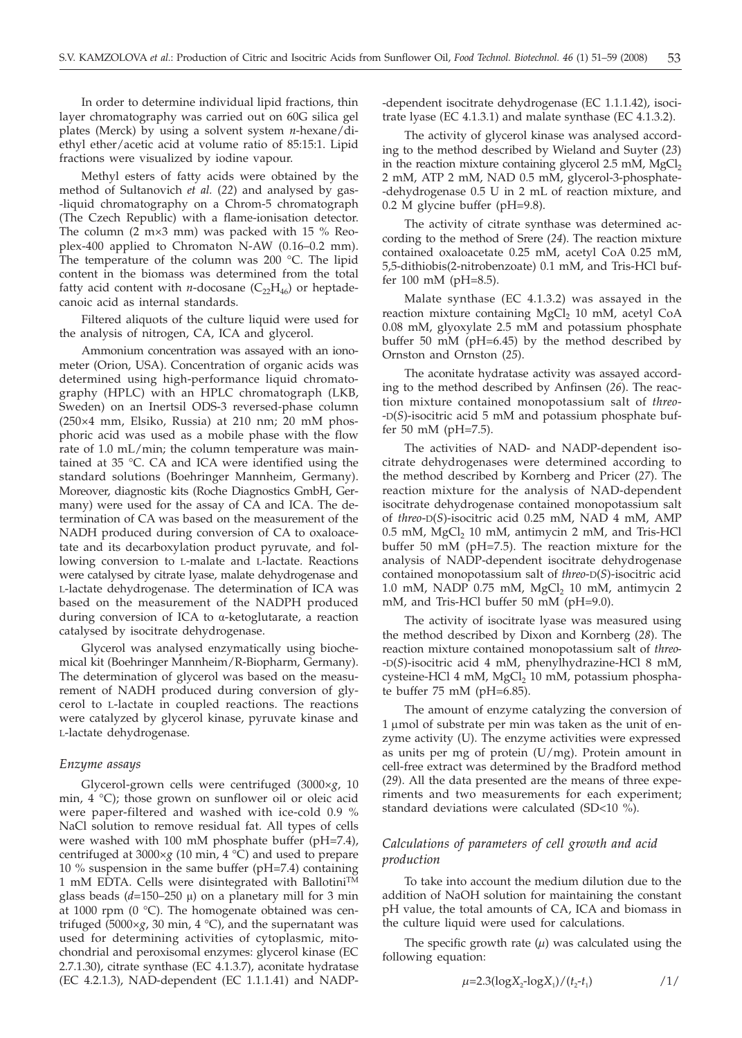In order to determine individual lipid fractions, thin layer chromatography was carried out on 60G silica gel plates (Merck) by using a solvent system *n*-hexane/diethyl ether/acetic acid at volume ratio of 85:15:1. Lipid fractions were visualized by iodine vapour.

Methyl esters of fatty acids were obtained by the method of Sultanovich *et al.* (*22*) and analysed by gas-liquid chromatography on a Chrom-5 chromatograph (The Czech Republic) with a flame-ionisation detector. The column (2 m×3 mm) was packed with 15 % Reoplex-400 applied to Chromaton N-AW (0.16–0.2 mm). The temperature of the column was 200 °C. The lipid content in the biomass was determined from the total fatty acid content with *n*-docosane ($C_{22}H_{46}$) or heptadecanoic acid as internal standards.

Filtered aliquots of the culture liquid were used for the analysis of nitrogen, CA, ICA and glycerol.

Ammonium concentration was assayed with an ionometer (Orion, USA). Concentration of organic acids was determined using high-performance liquid chromatography (HPLC) with an HPLC chromatograph (LKB, Sweden) on an Inertsil ODS-3 reversed-phase column (250×4 mm, Elsiko, Russia) at 210 nm; 20 mM phosphoric acid was used as a mobile phase with the flow rate of 1.0 mL/min; the column temperature was maintained at 35 °C. CA and ICA were identified using the standard solutions (Boehringer Mannheim, Germany). Moreover, diagnostic kits (Roche Diagnostics GmbH, Germany) were used for the assay of CA and ICA. The determination of CA was based on the measurement of the NADH produced during conversion of CA to oxaloacetate and its decarboxylation product pyruvate, and following conversion to L-malate and L-lactate. Reactions were catalysed by citrate lyase, malate dehydrogenase and L-lactate dehydrogenase. The determination of ICA was based on the measurement of the NADPH produced during conversion of ICA to α-ketoglutarate, a reaction catalysed by isocitrate dehydrogenase.

Glycerol was analysed enzymatically using biochemical kit (Boehringer Mannheim/R-Biopharm, Germany). The determination of glycerol was based on the measurement of NADH produced during conversion of glycerol to L-lactate in coupled reactions. The reactions were catalyzed by glycerol kinase, pyruvate kinase and L-lactate dehydrogenase.

### *Enzyme assays*

Glycerol-grown cells were centrifuged (3000×*g*, 10 min, 4 °C); those grown on sunflower oil or oleic acid were paper-filtered and washed with ice-cold 0.9 % NaCl solution to remove residual fat. All types of cells were washed with 100 mM phosphate buffer (pH=7.4), centrifuged at 3000×*g* (10 min, 4 °C) and used to prepare 10 % suspension in the same buffer (pH=7.4) containing 1 mM EDTA. Cells were disintegrated with Ballotini™ glass beads (*d*=150–250 µ) on a planetary mill for 3 min at 1000 rpm (0 °C). The homogenate obtained was centrifuged (5000×*g*, 30 min, 4 °C), and the supernatant was used for determining activities of cytoplasmic, mitochondrial and peroxisomal enzymes: glycerol kinase (EC 2.7.1.30), citrate synthase (EC 4.1.3.7), aconitate hydratase (EC 4.2.1.3), NAD-dependent (EC 1.1.1.41) and NADP-dependent isocitrate dehydrogenase (EC 1.1.1.42), isocitrate lyase (EC 4.1.3.1) and malate synthase (EC 4.1.3.2).

The activity of glycerol kinase was analysed according to the method described by Wieland and Suyter (*23*) in the reaction mixture containing glycerol 2.5 mM, $MgCl_2$ 2 mM, ATP 2 mM, NAD 0.5 mM, glycerol-3-phosphate-dehydrogenase 0.5 U in 2 mL of reaction mixture, and 0.2 M glycine buffer (pH=9.8).

The activity of citrate synthase was determined according to the method of Srere (*24*). The reaction mixture contained oxaloacetate 0.25 mM, acetyl CoA 0.25 mM, 5,5-dithiobis(2-nitrobenzoate) 0.1 mM, and Tris-HCl buffer 100 mM (pH=8.5).

Malate synthase (EC 4.1.3.2) was assayed in the reaction mixture containing $MgCl_2$ 10 mM, acetyl CoA 0.08 mM, glyoxylate 2.5 mM and potassium phosphate buffer 50 mM (pH=6.45) by the method described by Ornston and Ornston (*25*).

The aconitate hydratase activity was assayed according to the method described by Anfinsen (*26*). The reaction mixture contained monopotassium salt of *threo*-D(*S*)-isocitric acid 5 mM and potassium phosphate buffer 50 mM (pH=7.5).

The activities of NAD- and NADP-dependent isocitrate dehydrogenases were determined according to the method described by Kornberg and Pricer (*27*). The reaction mixture for the analysis of NAD-dependent isocitrate dehydrogenase contained monopotassium salt of *threo*-D(*S*)-isocitric acid 0.25 mM, NAD 4 mM, AMP 0.5 mM, $MgCl_2$ 10 mM, antimycin 2 mM, and Tris-HCl buffer 50 mM (pH=7.5). The reaction mixture for the analysis of NADP-dependent isocitrate dehydrogenase contained monopotassium salt of *threo*-D(*S*)-isocitric acid 1.0 mM, NADP 0.75 mM, $MgCl_2$ 10 mM, antimycin 2 mM, and Tris-HCl buffer 50 mM (pH=9.0).

The activity of isocitrate lyase was measured using the method described by Dixon and Kornberg (*28*). The reaction mixture contained monopotassium salt of *threo*-D(*S*)-isocitric acid 4 mM, phenylhydrazine-HCl 8 mM, cysteine-HCl 4 mM, $MgCl_2$ 10 mM, potassium phosphate buffer 75 mM (pH=6.85).

The amount of enzyme catalyzing the conversion of 1 µmol of substrate per min was taken as the unit of enzyme activity (U). The enzyme activities were expressed as units per mg of protein (U/mg). Protein amount in cell-free extract was determined by the Bradford method (*29*). All the data presented are the means of three experiments and two measurements for each experiment; standard deviations were calculated (SD<10 %).

### *Calculations of parameters of cell growth and acid production*

To take into account the medium dilution due to the addition of NaOH solution for maintaining the constant pH value, the total amounts of CA, ICA and biomass in the culture liquid were used for calculations.

The specific growth rate ($\mu$) was calculated using the following equation:

$$\mu=2.3(\log X_2-\log X_1)/(t_2-t_1) \qquad /1/$$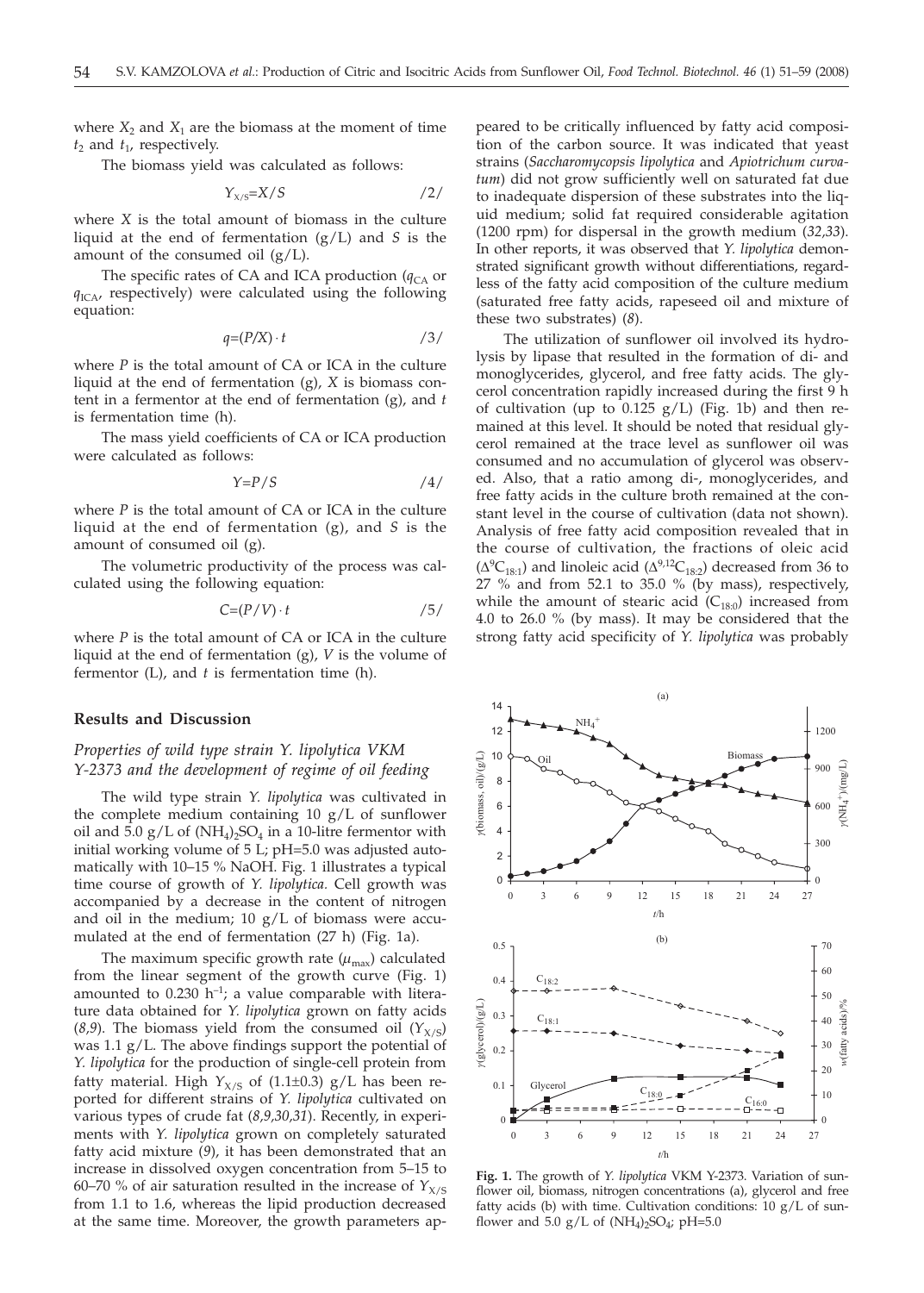where $X_2$ and $X_1$ are the biomass at the moment of time $t_2$ and $t_1$, respectively.

The biomass yield was calculated as follows:

$$Y_{X/S}=X/S \qquad /2/$$

where $X$ is the total amount of biomass in the culture liquid at the end of fermentation (g/L) and $S$ is the amount of the consumed oil (g/L).

The specific rates of CA and ICA production ($q_{CA}$ or $q_{ICA}$, respectively) were calculated using the following equation:

$$q=(P/X)\cdot t \qquad /3/$$

where $P$ is the total amount of CA or ICA in the culture liquid at the end of fermentation (g), $X$ is biomass content in a fermentor at the end of fermentation (g), and $t$ is fermentation time (h).

The mass yield coefficients of CA or ICA production were calculated as follows:

$$Y=P/S \qquad /4/$$

where $P$ is the total amount of CA or ICA in the culture liquid at the end of fermentation (g), and $S$ is the amount of consumed oil (g).

The volumetric productivity of the process was calculated using the following equation:

$$C=(P/V)\cdot t \qquad /5/$$

where $P$ is the total amount of CA or ICA in the culture liquid at the end of fermentation (g), $V$ is the volume of fermentor (L), and $t$ is fermentation time (h).

## Results and Discussion

### *Properties of wild type strain Y. lipolytica VKM Y-2373 and the development of regime of oil feeding*

The wild type strain *Y. lipolytica* was cultivated in the complete medium containing 10 g/L of sunflower oil and 5.0 g/L of $(NH_4)_2SO_4$ in a 10-litre fermentor with initial working volume of 5 L; pH=5.0 was adjusted automatically with 10–15 % NaOH. Fig. 1 illustrates a typical time course of growth of *Y. lipolytica*. Cell growth was accompanied by a decrease in the content of nitrogen and oil in the medium; 10 g/L of biomass were accumulated at the end of fermentation (27 h) (Fig. 1a).

The maximum specific growth rate ($\mu_{max}$) calculated from the linear segment of the growth curve (Fig. 1) amounted to 0.230 $h^{-1}$; a value comparable with literature data obtained for *Y. lipolytica* grown on fatty acids (*8,9*). The biomass yield from the consumed oil ($Y_{X/S}$) was 1.1 g/L. The above findings support the potential of *Y. lipolytica* for the production of single-cell protein from fatty material. High $Y_{X/S}$ of (1.1±0.3) g/L has been reported for different strains of *Y. lipolytica* cultivated on various types of crude fat (*8,9,30,31*). Recently, in experiments with *Y. lipolytica* grown on completely saturated fatty acid mixture (*9*), it has been demonstrated that an increase in dissolved oxygen concentration from 5–15 to 60–70 % of air saturation resulted in the increase of $Y_{X/S}$ from 1.1 to 1.6, whereas the lipid production decreased at the same time. Moreover, the growth parameters appeared to be critically influenced by fatty acid composition of the carbon source. It was indicated that yeast strains (*Saccharomycopsis lipolytica* and *Apiotrichum curvatum*) did not grow sufficiently well on saturated fat due to inadequate dispersion of these substrates into the liquid medium; solid fat required considerable agitation (1200 rpm) for dispersal in the growth medium (*32,33*). In other reports, it was observed that *Y. lipolytica* demonstrated significant growth without differentiations, regardless of the fatty acid composition of the culture medium (saturated free fatty acids, rapeseed oil and mixture of these two substrates) (*8*).

The utilization of sunflower oil involved its hydrolysis by lipase that resulted in the formation of di- and monoglycerides, glycerol, and free fatty acids. The glycerol concentration rapidly increased during the first 9 h of cultivation (up to 0.125 g/L) (Fig. 1b) and then remained at this level. It should be noted that residual glycerol remained at the trace level as sunflower oil was consumed and no accumulation of glycerol was observed. Also, that a ratio among di-, monoglycerides, and free fatty acids in the culture broth remained at the constant level in the course of cultivation (data not shown). Analysis of free fatty acid composition revealed that in the course of cultivation, the fractions of oleic acid ($\Delta^9C_{18:1}$) and linoleic acid ($\Delta^{9,12}C_{18:2}$) decreased from 36 to 27 % and from 52.1 to 35.0 % (by mass), respectively, while the amount of stearic acid ($C_{18:0}$) increased from 4.0 to 26.0 % (by mass). It may be considered that the strong fatty acid specificity of *Y. lipolytica* was probably

**Fig. 1.** The growth of *Y. lipolytica* VKM Y-2373. Variation of sunflower oil, biomass, nitrogen concentrations (a), glycerol and free fatty acids (b) with time. Cultivation conditions: 10 g/L of sunflower and 5.0 g/L of $(NH_4)_2SO_4$; pH=5.0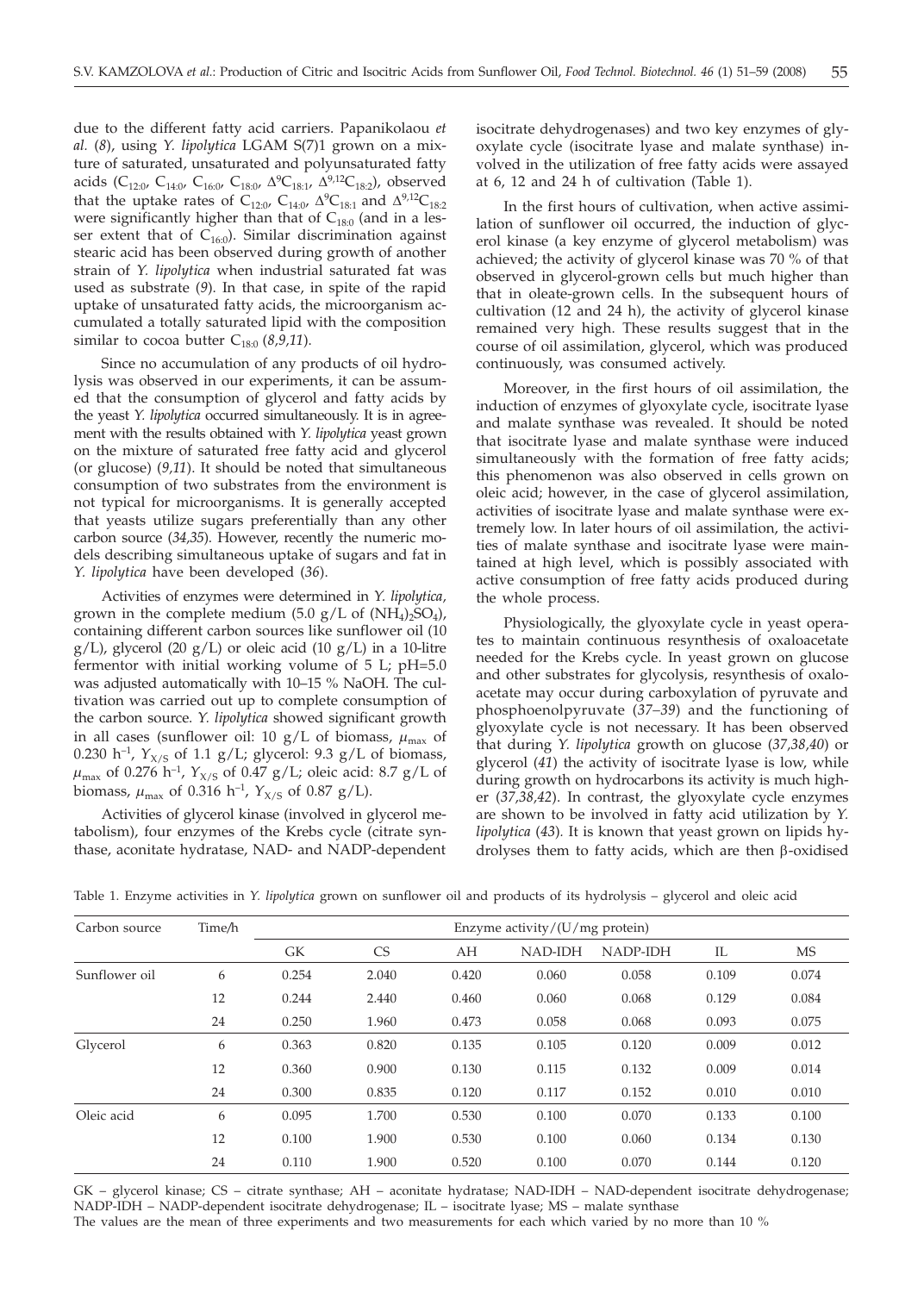due to the different fatty acid carriers. Papanikolaou *et al.* (*8*), using *Y. lipolytica* LGAM S(7)1 grown on a mixture of saturated, unsaturated and polyunsaturated fatty acids ($C_{12:0}$, $C_{14:0}$, $C_{16:0}$, $C_{18:0}$, $\Delta^9C_{18:1}$, $\Delta^{9,12}C_{18:2}$), observed that the uptake rates of $C_{12:0}$, $C_{14:0}$, $\Delta^9C_{18:1}$ and $\Delta^{9,12}C_{18:2}$ were significantly higher than that of $C_{18:0}$ (and in a lesser extent that of $C_{16:0}$). Similar discrimination against stearic acid has been observed during growth of another strain of *Y. lipolytica* when industrial saturated fat was used as substrate (*9*). In that case, in spite of the rapid uptake of unsaturated fatty acids, the microorganism accumulated a totally saturated lipid with the composition similar to cocoa butter $C_{18:0}$ (*8,9,11*).

Since no accumulation of any products of oil hydrolysis was observed in our experiments, it can be assumed that the consumption of glycerol and fatty acids by the yeast *Y. lipolytica* occurred simultaneously. It is in agreement with the results obtained with *Y. lipolytica* yeast grown on the mixture of saturated free fatty acid and glycerol (or glucose) (*9,11*). It should be noted that simultaneous consumption of two substrates from the environment is not typical for microorganisms. It is generally accepted that yeasts utilize sugars preferentially than any other carbon source (*34,35*). However, recently the numeric models describing simultaneous uptake of sugars and fat in *Y. lipolytica* have been developed (*36*).

Activities of enzymes were determined in *Y. lipolytica*, grown in the complete medium (5.0 g/L of $(NH_4)_2SO_4$), containing different carbon sources like sunflower oil (10 g/L), glycerol (20 g/L) or oleic acid (10 g/L) in a 10-litre fermentor with initial working volume of 5 L; pH=5.0 was adjusted automatically with 10–15 % NaOH. The cultivation was carried out up to complete consumption of the carbon source. *Y. lipolytica* showed significant growth in all cases (sunflower oil: 10 g/L of biomass, $\mu_{max}$ of 0.230 h$^{-1}$, $Y_{X/S}$ of 1.1 g/L; glycerol: 9.3 g/L of biomass, $\mu_{max}$ of 0.276 h$^{-1}$, $Y_{X/S}$ of 0.47 g/L; oleic acid: 8.7 g/L of biomass, $\mu_{max}$ of 0.316 h$^{-1}$, $Y_{X/S}$ of 0.87 g/L).

Activities of glycerol kinase (involved in glycerol metabolism), four enzymes of the Krebs cycle (citrate synthase, aconitate hydratase, NAD- and NADP-dependent isocitrate dehydrogenases) and two key enzymes of glyoxylate cycle (isocitrate lyase and malate synthase) involved in the utilization of free fatty acids were assayed at 6, 12 and 24 h of cultivation (Table 1).

In the first hours of cultivation, when active assimilation of sunflower oil occurred, the induction of glycerol kinase (a key enzyme of glycerol metabolism) was achieved; the activity of glycerol kinase was 70 % of that observed in glycerol-grown cells but much higher than that in oleate-grown cells. In the subsequent hours of cultivation (12 and 24 h), the activity of glycerol kinase remained very high. These results suggest that in the course of oil assimilation, glycerol, which was produced continuously, was consumed actively.

Moreover, in the first hours of oil assimilation, the induction of enzymes of glyoxylate cycle, isocitrate lyase and malate synthase was revealed. It should be noted that isocitrate lyase and malate synthase were induced simultaneously with the formation of free fatty acids; this phenomenon was also observed in cells grown on oleic acid; however, in the case of glycerol assimilation, activities of isocitrate lyase and malate synthase were extremely low. In later hours of oil assimilation, the activities of malate synthase and isocitrate lyase were maintained at high level, which is possibly associated with active consumption of free fatty acids produced during the whole process.

Physiologically, the glyoxylate cycle in yeast operates to maintain continuous resynthesis of oxaloacetate needed for the Krebs cycle. In yeast grown on glucose and other substrates for glycolysis, resynthesis of oxaloacetate may occur during carboxylation of pyruvate and phosphoenolpyruvate (*37–39*) and the functioning of glyoxylate cycle is not necessary. It has been observed that during *Y. lipolytica* growth on glucose (*37,38,40*) or glycerol (*41*) the activity of isocitrate lyase is low, while during growth on hydrocarbons its activity is much higher (*37,38,42*). In contrast, the glyoxylate cycle enzymes are shown to be involved in fatty acid utilization by *Y. lipolytica* (*43*). It is known that yeast grown on lipids hydrolyses them to fatty acids, which are then β-oxidised

Table 1. Enzyme activities in *Y. lipolytica* grown on sunflower oil and products of its hydrolysis – glycerol and oleic acid

| Carbon source | Time/h | Enzyme activity/(U/mg protein) | | | | | | |
|---|---|---|---|---|---|---|---|---|
| | | GK | CS | AH | NAD-IDH | NADP-IDH | IL | MS |
| Sunflower oil | 6 | 0.254 | 2.040 | 0.420 | 0.060 | 0.058 | 0.109 | 0.074 |
| | 12 | 0.244 | 2.440 | 0.460 | 0.060 | 0.068 | 0.129 | 0.084 |
| | 24 | 0.250 | 1.960 | 0.473 | 0.058 | 0.068 | 0.093 | 0.075 |
| Glycerol | 6 | 0.363 | 0.820 | 0.135 | 0.105 | 0.120 | 0.009 | 0.012 |
| | 12 | 0.360 | 0.900 | 0.130 | 0.115 | 0.132 | 0.009 | 0.014 |
| | 24 | 0.300 | 0.835 | 0.120 | 0.117 | 0.152 | 0.010 | 0.010 |
| Oleic acid | 6 | 0.095 | 1.700 | 0.530 | 0.100 | 0.070 | 0.133 | 0.100 |
| | 12 | 0.100 | 1.900 | 0.530 | 0.100 | 0.060 | 0.134 | 0.130 |
| | 24 | 0.110 | 1.900 | 0.520 | 0.100 | 0.070 | 0.144 | 0.120 |

GK – glycerol kinase; CS – citrate synthase; AH – aconitate hydratase; NAD-IDH – NAD-dependent isocitrate dehydrogenase; NADP-IDH – NADP-dependent isocitrate dehydrogenase; IL – isocitrate lyase; MS – malate synthase

The values are the mean of three experiments and two measurements for each which varied by no more than 10 %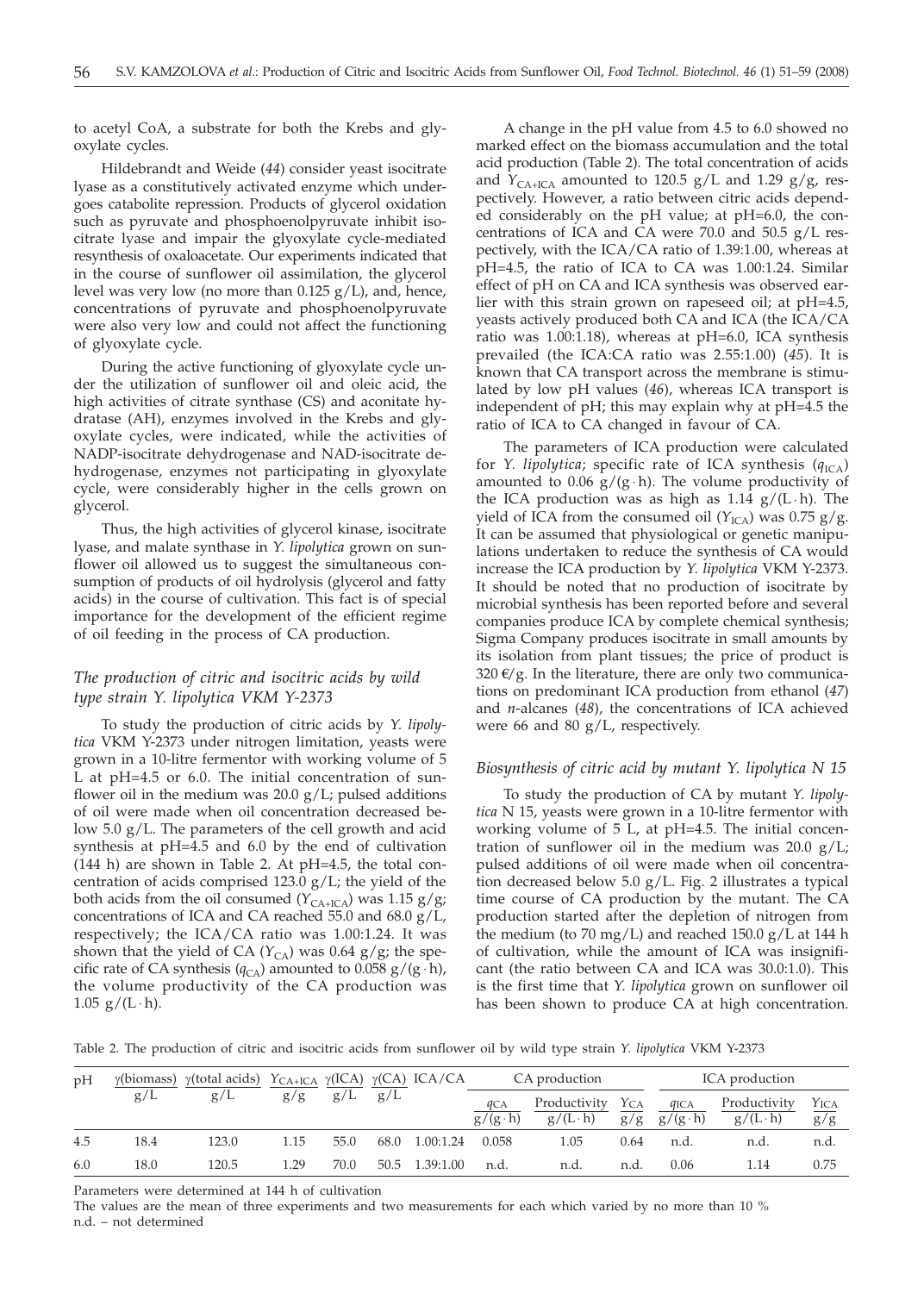to acetyl CoA, a substrate for both the Krebs and glyoxylate cycles.

Hildebrandt and Weide (*44*) consider yeast isocitrate lyase as a constitutively activated enzyme which undergoes catabolite repression. Products of glycerol oxidation such as pyruvate and phosphoenolpyruvate inhibit isocitrate lyase and impair the glyoxylate cycle-mediated resynthesis of oxaloacetate. Our experiments indicated that in the course of sunflower oil assimilation, the glycerol level was very low (no more than 0.125 g/L), and, hence, concentrations of pyruvate and phosphoenolpyruvate were also very low and could not affect the functioning of glyoxylate cycle.

During the active functioning of glyoxylate cycle under the utilization of sunflower oil and oleic acid, the high activities of citrate synthase (CS) and aconitate hydratase (AH), enzymes involved in the Krebs and glyoxylate cycles, were indicated, while the activities of NADP-isocitrate dehydrogenase and NAD-isocitrate dehydrogenase, enzymes not participating in glyoxylate cycle, were considerably higher in the cells grown on glycerol.

Thus, the high activities of glycerol kinase, isocitrate lyase, and malate synthase in *Y. lipolytica* grown on sunflower oil allowed us to suggest the simultaneous consumption of products of oil hydrolysis (glycerol and fatty acids) in the course of cultivation. This fact is of special importance for the development of the efficient regime of oil feeding in the process of CA production.

### *The production of citric and isocitric acids by wild type strain Y. lipolytica VKM Y-2373*

To study the production of citric acids by *Y. lipolytica* VKM Y-2373 under nitrogen limitation, yeasts were grown in a 10-litre fermentor with working volume of 5 L at pH=4.5 or 6.0. The initial concentration of sunflower oil in the medium was 20.0 g/L; pulsed additions of oil were made when oil concentration decreased below 5.0 g/L. The parameters of the cell growth and acid synthesis at pH=4.5 and 6.0 by the end of cultivation (144 h) are shown in Table 2. At pH=4.5, the total concentration of acids comprised 123.0 g/L; the yield of the both acids from the oil consumed ($Y_{CA+ICA}$) was 1.15 g/g; concentrations of ICA and CA reached 55.0 and 68.0 g/L, respectively; the ICA/CA ratio was 1.00:1.24. It was shown that the yield of CA ($Y_{CA}$) was 0.64 g/g; the specific rate of CA synthesis ($q_{CA}$) amounted to 0.058 g/(g·h), the volume productivity of the CA production was 1.05 g/(L·h).

A change in the pH value from 4.5 to 6.0 showed no marked effect on the biomass accumulation and the total acid production (Table 2). The total concentration of acids and $Y_{CA+ICA}$ amounted to 120.5 g/L and 1.29 g/g, respectively. However, a ratio between citric acids depended considerably on the pH value; at pH=6.0, the concentrations of ICA and CA were 70.0 and 50.5 g/L respectively, with the ICA/CA ratio of 1.39:1.00, whereas at pH=4.5, the ratio of ICA to CA was 1.00:1.24. Similar effect of pH on CA and ICA synthesis was observed earlier with this strain grown on rapeseed oil; at pH=4.5, yeasts actively produced both CA and ICA (the ICA/CA ratio was 1.00:1.18), whereas at pH=6.0, ICA synthesis prevailed (the ICA:CA ratio was 2.55:1.00) (*45*). It is known that CA transport across the membrane is stimulated by low pH values (*46*), whereas ICA transport is independent of pH; this may explain why at pH=4.5 the ratio of ICA to CA changed in favour of CA.

The parameters of ICA production were calculated for *Y. lipolytica*; specific rate of ICA synthesis ($q_{ICA}$) amounted to 0.06 g/(g·h). The volume productivity of the ICA production was as high as 1.14 g/(L·h). The yield of ICA from the consumed oil ($Y_{ICA}$) was 0.75 g/g. It can be assumed that physiological or genetic manipulations undertaken to reduce the synthesis of CA would increase the ICA production by *Y. lipolytica* VKM Y-2373. It should be noted that no production of isocitrate by microbial synthesis has been reported before and several companies produce ICA by complete chemical synthesis; Sigma Company produces isocitrate in small amounts by its isolation from plant tissues; the price of product is 320 €/g. In the literature, there are only two communications on predominant ICA production from ethanol (*47*) and *n*-alcanes (*48*), the concentrations of ICA achieved were 66 and 80 g/L, respectively.

### *Biosynthesis of citric acid by mutant Y. lipolytica N 15*

To study the production of CA by mutant *Y. lipolytica* N 15, yeasts were grown in a 10-litre fermentor with working volume of 5 L, at pH=4.5. The initial concentration of sunflower oil in the medium was 20.0 g/L; pulsed additions of oil were made when oil concentration decreased below 5.0 g/L. Fig. 2 illustrates a typical time course of CA production by the mutant. The CA production started after the depletion of nitrogen from the medium (to 70 mg/L) and reached 150.0 g/L at 144 h of cultivation, while the amount of ICA was insignificant (the ratio between CA and ICA was 30.0:1.0). This is the first time that *Y. lipolytica* grown on sunflower oil has been shown to produce CA at high concentration.

Table 2. The production of citric and isocitric acids from sunflower oil by wild type strain *Y. lipolytica* VKM Y-2373

| pH | γ(biomass) | γ(total acids) | $Y_{CA+ICA}$ | γ(ICA) | γ(CA) | ICA/CA | CA production | | | ICA production | | |
|---|---|---|---|---|---|---|---|---|---|---|---|---|
| | g/L | g/L | g/g | g/L | g/L | | $q_{CA}$ g/(g·h) | Productivity g/(L·h) | $Y_{CA}$ g/g | $q_{ICA}$ g/(g·h) | Productivity g/(L·h) | $Y_{ICA}$ g/g |
| 4.5 | 18.4 | 123.0 | 1.15 | 55.0 | 68.0 | 1.00:1.24 | 0.058 | 1.05 | 0.64 | n.d. | n.d. | n.d. |
| 6.0 | 18.0 | 120.5 | 1.29 | 70.0 | 50.5 | 1.39:1.00 | n.d. | n.d. | n.d. | 0.06 | 1.14 | 0.75 |

Parameters were determined at 144 h of cultivation

The values are the mean of three experiments and two measurements for each which varied by no more than 10 %

n.d. – not determined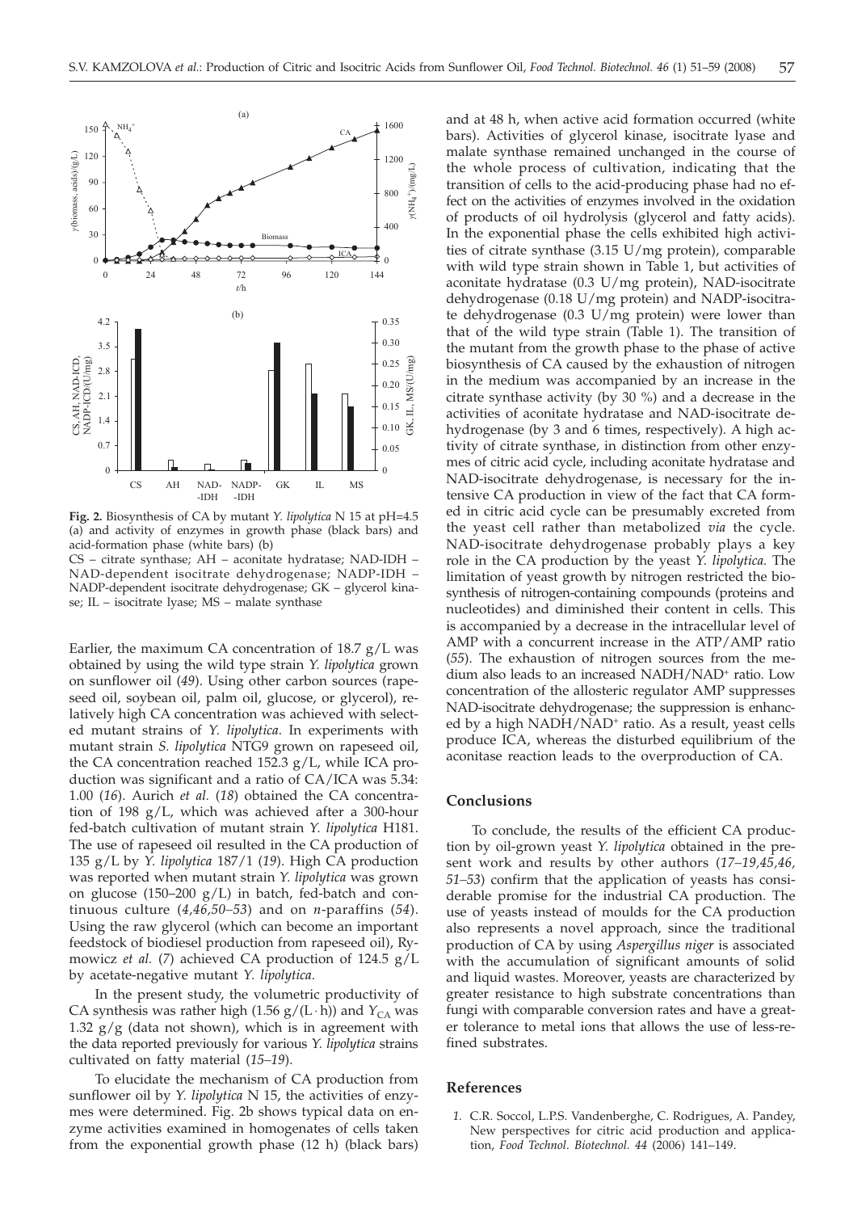**Fig. 2.** Biosynthesis of CA by mutant *Y. lipolytica* N 15 at pH=4.5 (a) and activity of enzymes in growth phase (black bars) and acid-formation phase (white bars) (b)

CS – citrate synthase; AH – aconitate hydratase; NAD-IDH – NAD-dependent isocitrate dehydrogenase; NADP-IDH – NADP-dependent isocitrate dehydrogenase; GK – glycerol kinase; IL – isocitrate lyase; MS – malate synthase

Earlier, the maximum CA concentration of 18.7 g/L was obtained by using the wild type strain *Y. lipolytica* grown on sunflower oil (*49*). Using other carbon sources (rapeseed oil, soybean oil, palm oil, glucose, or glycerol), relatively high CA concentration was achieved with selected mutant strains of *Y. lipolytica*. In experiments with mutant strain *S. lipolytica* NTG9 grown on rapeseed oil, the CA concentration reached 152.3 g/L, while ICA production was significant and a ratio of CA/ICA was 5.34: 1.00 (*16*). Aurich *et al.* (*18*) obtained the CA concentration of 198 g/L, which was achieved after a 300-hour fed-batch cultivation of mutant strain *Y. lipolytica* H181. The use of rapeseed oil resulted in the CA production of 135 g/L by *Y. lipolytica* 187/1 (*19*). High CA production was reported when mutant strain *Y. lipolytica* was grown on glucose (150–200 g/L) in batch, fed-batch and continuous culture (*4,46,50–53*) and on *n*-paraffins (*54*). Using the raw glycerol (which can become an important feedstock of biodiesel production from rapeseed oil), Rymowicz *et al.* (*7*) achieved CA production of 124.5 g/L by acetate-negative mutant *Y. lipolytica*.

In the present study, the volumetric productivity of CA synthesis was rather high (1.56 g/(L·h)) and $Y_{CA}$ was 1.32 g/g (data not shown), which is in agreement with the data reported previously for various *Y. lipolytica* strains cultivated on fatty material (*15–19*).

To elucidate the mechanism of CA production from sunflower oil by *Y. lipolytica* N 15, the activities of enzymes were determined. Fig. 2b shows typical data on enzyme activities examined in homogenates of cells taken from the exponential growth phase (12 h) (black bars) and at 48 h, when active acid formation occurred (white bars). Activities of glycerol kinase, isocitrate lyase and malate synthase remained unchanged in the course of the whole process of cultivation, indicating that the transition of cells to the acid-producing phase had no effect on the activities of enzymes involved in the oxidation of products of oil hydrolysis (glycerol and fatty acids). In the exponential phase the cells exhibited high activities of citrate synthase (3.15 U/mg protein), comparable with wild type strain shown in Table 1, but activities of aconitate hydratase (0.3 U/mg protein), NAD-isocitrate dehydrogenase (0.18 U/mg protein) and NADP-isocitrate dehydrogenase (0.3 U/mg protein) were lower than that of the wild type strain (Table 1). The transition of the mutant from the growth phase to the phase of active biosynthesis of CA caused by the exhaustion of nitrogen in the medium was accompanied by an increase in the citrate synthase activity (by 30 %) and a decrease in the activities of aconitate hydratase and NAD-isocitrate dehydrogenase (by 3 and 6 times, respectively). A high activity of citrate synthase, in distinction from other enzymes of citric acid cycle, including aconitate hydratase and NAD-isocitrate dehydrogenase, is necessary for the intensive CA production in view of the fact that CA formed in citric acid cycle can be presumably excreted from the yeast cell rather than metabolized *via* the cycle. NAD-isocitrate dehydrogenase probably plays a key role in the CA production by the yeast *Y. lipolytica*. The limitation of yeast growth by nitrogen restricted the biosynthesis of nitrogen-containing compounds (proteins and nucleotides) and diminished their content in cells. This is accompanied by a decrease in the intracellular level of AMP with a concurrent increase in the ATP/AMP ratio (*55*). The exhaustion of nitrogen sources from the medium also leads to an increased $NADH/NAD^+$ ratio. Low concentration of the allosteric regulator AMP suppresses NAD-isocitrate dehydrogenase; the suppression is enhanced by a high $NADH/NAD^+$ ratio. As a result, yeast cells produce ICA, whereas the disturbed equilibrium of the aconitase reaction leads to the overproduction of CA.

## Conclusions

To conclude, the results of the efficient CA production by oil-grown yeast *Y. lipolytica* obtained in the present work and results by other authors (*17–19,45,46, 51–53*) confirm that the application of yeasts has considerable promise for the industrial CA production. The use of yeasts instead of moulds for the CA production also represents a novel approach, since the traditional production of CA by using *Aspergillus niger* is associated with the accumulation of significant amounts of solid and liquid wastes. Moreover, yeasts are characterized by greater resistance to high substrate concentrations than fungi with comparable conversion rates and have a greater tolerance to metal ions that allows the use of less-refined substrates.

## References

1. C.R. Soccol, L.P.S. Vandenberghe, C. Rodrigues, A. Pandey, New perspectives for citric acid production and application, *Food Technol. Biotechnol. 44* (2006) 141–149.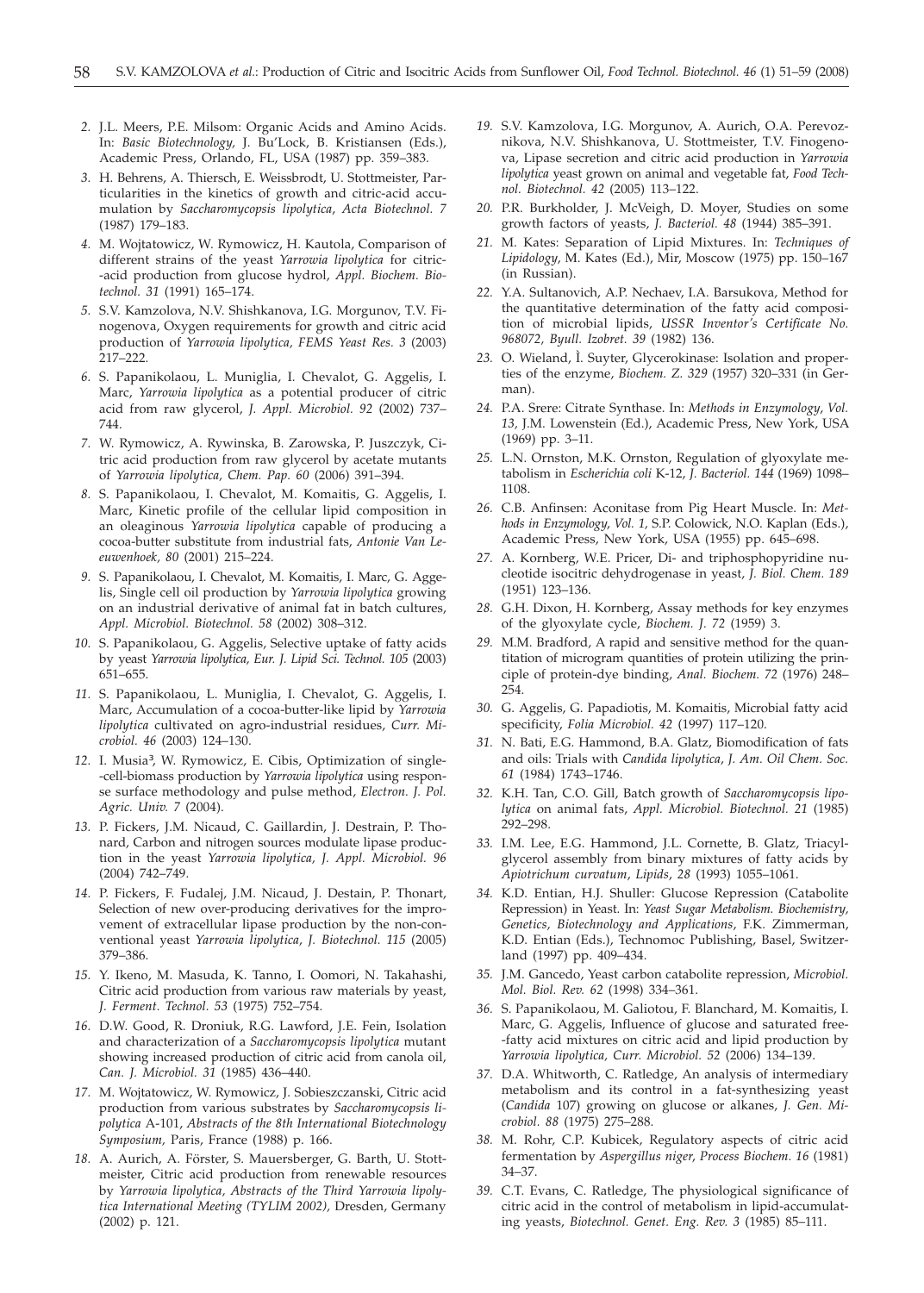2. J.L. Meers, P.E. Milsom: Organic Acids and Amino Acids. In: *Basic Biotechnology*, J. Bu'Lock, B. Kristiansen (Eds.), Academic Press, Orlando, FL, USA (1987) pp. 359–383.

3. H. Behrens, A. Thiersch, E. Weissbrodt, U. Stottmeister, Particularities in the kinetics of growth and citric-acid accumulation by *Saccharomycopsis lipolytica*, *Acta Biotechnol. 7* (1987) 179–183.

4. M. Wojtatowicz, W. Rymowicz, H. Kautola, Comparison of different strains of the yeast *Yarrowia lipolytica* for citric-acid production from glucose hydrol, *Appl. Biochem. Biotechnol. 31* (1991) 165–174.

5. S.V. Kamzolova, N.V. Shishkanova, I.G. Morgunov, T.V. Finogenova, Oxygen requirements for growth and citric acid production of *Yarrowia lipolytica*, *FEMS Yeast Res. 3* (2003) 217–222.

6. S. Papanikolaou, L. Muniglia, I. Chevalot, G. Aggelis, I. Marc, *Yarrowia lipolytica* as a potential producer of citric acid from raw glycerol, *J. Appl. Microbiol. 92* (2002) 737–744.

7. W. Rymowicz, A. Rywinska, B. Zarowska, P. Juszczyk, Citric acid production from raw glycerol by acetate mutants of *Yarrowia lipolytica, Chem. Pap. 60* (2006) 391–394.

8. S. Papanikolaou, I. Chevalot, M. Komaitis, G. Aggelis, I. Marc, Kinetic profile of the cellular lipid composition in an oleaginous *Yarrowia lipolytica* capable of producing a cocoa-butter substitute from industrial fats, *Antonie Van Leeuwenhoek, 80* (2001) 215–224.

9. S. Papanikolaou, I. Chevalot, M. Komaitis, I. Marc, G. Aggelis, Single cell oil production by *Yarrowia lipolytica* growing on an industrial derivative of animal fat in batch cultures, *Appl. Microbiol. Biotechnol. 58* (2002) 308–312.

10. S. Papanikolaou, G. Aggelis, Selective uptake of fatty acids by yeast *Yarrowia lipolytica, Eur. J. Lipid Sci. Technol. 105* (2003) 651–655.

11. S. Papanikolaou, L. Muniglia, I. Chevalot, G. Aggelis, I. Marc, Accumulation of a cocoa-butter-like lipid by *Yarrowia lipolytica* cultivated on agro-industrial residues, *Curr. Microbiol. 46* (2003) 124–130.

12. I. Musia³, W. Rymowicz, E. Cibis, Optimization of single-cell-biomass production by *Yarrowia lipolytica* using response surface methodology and pulse method, *Electron. J. Pol. Agric. Univ. 7* (2004).

13. P. Fickers, J.M. Nicaud, C. Gaillardin, J. Destrain, P. Thonard, Carbon and nitrogen sources modulate lipase production in the yeast *Yarrowia lipolytica, J. Appl. Microbiol. 96* (2004) 742–749.

14. P. Fickers, F. Fudalej, J.M. Nicaud, J. Destain, P. Thonart, Selection of new over-producing derivatives for the improvement of extracellular lipase production by the non-conventional yeast *Yarrowia lipolytica*, *J. Biotechnol. 115* (2005) 379–386.

15. Y. Ikeno, M. Masuda, K. Tanno, I. Oomori, N. Takahashi, Citric acid production from various raw materials by yeast, *J. Ferment. Technol. 53* (1975) 752–754.

16. D.W. Good, R. Droniuk, R.G. Lawford, J.E. Fein, Isolation and characterization of a *Saccharomycopsis lipolytica* mutant showing increased production of citric acid from canola oil, *Can. J. Microbiol. 31* (1985) 436–440.

17. M. Wojtatowicz, W. Rymowicz, J. Sobieszczanski, Citric acid production from various substrates by *Saccharomycopsis lipolytica* A-101, *Abstracts of the 8th International Biotechnology Symposium,* Paris, France (1988) p. 166.

18. A. Aurich, A. Förster, S. Mauersberger, G. Barth, U. Stottmeister, Citric acid production from renewable resources by *Yarrowia lipolytica, Abstracts of the Third Yarrowia lipolytica International Meeting (TYLIM 2002),* Dresden, Germany (2002) p. 121.

19. S.V. Kamzolova, I.G. Morgunov, A. Aurich, O.A. Perevoznikova, N.V. Shishkanova, U. Stottmeister, T.V. Finogenova, Lipase secretion and citric acid production in *Yarrowia lipolytica* yeast grown on animal and vegetable fat, *Food Technol. Biotechnol. 42* (2005) 113–122.

20. P.R. Burkholder, J. McVeigh, D. Moyer, Studies on some growth factors of yeasts, *J. Bacteriol. 48* (1944) 385–391.

21. M. Kates: Separation of Lipid Mixtures. In: *Techniques of Lipidology*, M. Kates (Ed.), Mir, Moscow (1975) pp. 150–167 (in Russian).

22. Y.A. Sultanovich, A.P. Nechaev, I.A. Barsukova, Method for the quantitative determination of the fatty acid composition of microbial lipids, *USSR Inventor's Certificate No. 968072, Byull. Izobret. 39* (1982) 136.

23. O. Wieland, Ì. Suyter, Glycerokinase: Isolation and properties of the enzyme, *Biochem. Z. 329* (1957) 320–331 (in German).

24. P.A. Srere: Citrate Synthase. In: *Methods in Enzymology, Vol. 13,* J.M. Lowenstein (Ed.), Academic Press, New York, USA (1969) pp. 3–11.

25. L.N. Ornston, M.K. Ornston, Regulation of glyoxylate metabolism in *Escherichia coli* K-12, *J. Bacteriol. 144* (1969) 1098–1108.

26. C.B. Anfinsen: Aconitase from Pig Heart Muscle. In: *Methods in Enzymology, Vol. 1,* S.P. Colowick, N.O. Kaplan (Eds.), Academic Press, New York, USA (1955) pp. 645–698.

27. A. Kornberg, W.E. Pricer, Di- and triphosphopyridine nucleotide isocitric dehydrogenase in yeast, *J. Biol. Chem. 189* (1951) 123–136.

28. G.H. Dixon, H. Kornberg, Assay methods for key enzymes of the glyoxylate cycle, *Biochem. J. 72* (1959) 3.

29. M.M. Bradford, A rapid and sensitive method for the quantitation of microgram quantities of protein utilizing the principle of protein-dye binding, *Anal. Biochem. 72* (1976) 248–254.

30. G. Aggelis, G. Papadiotis, M. Komaitis, Microbial fatty acid specificity, *Folia Microbiol. 42* (1997) 117–120.

31. N. Bati, E.G. Hammond, B.A. Glatz, Biomodification of fats and oils: Trials with *Candida lipolytica*, *J. Am. Oil Chem. Soc. 61* (1984) 1743–1746.

32. K.H. Tan, C.O. Gill, Batch growth of *Saccharomycopsis lipolytica* on animal fats, *Appl. Microbiol. Biotechnol. 21* (1985) 292–298.

33. I.M. Lee, E.G. Hammond, J.L. Cornette, B. Glatz, Triacylglycerol assembly from binary mixtures of fatty acids by *Apiotrichum curvatum*, *Lipids, 28* (1993) 1055–1061.

34. K.D. Entian, H.J. Shuller: Glucose Repression (Catabolite Repression) in Yeast. In: *Yeast Sugar Metabolism. Biochemistry, Genetics, Biotechnology and Applications*, F.K. Zimmerman, K.D. Entian (Eds.), Technomoc Publishing, Basel, Switzerland (1997) pp. 409–434.

35. J.M. Gancedo, Yeast carbon catabolite repression, *Microbiol. Mol. Biol. Rev. 62* (1998) 334–361.

36. S. Papanikolaou, M. Galiotou, F. Blanchard, M. Komaitis, I. Marc, G. Aggelis, Influence of glucose and saturated free-fatty acid mixtures on citric acid and lipid production by *Yarrowia lipolytica, Curr. Microbiol. 52* (2006) 134–139.

37. D.A. Whitworth, C. Ratledge, An analysis of intermediary metabolism and its control in a fat-synthesizing yeast (*Candida* 107) growing on glucose or alkanes, *J. Gen. Microbiol. 88* (1975) 275–288.

38. M. Rohr, C.P. Kubicek, Regulatory aspects of citric acid fermentation by *Aspergillus niger*, *Process Biochem. 16* (1981) 34–37.

39. C.T. Evans, C. Ratledge, The physiological significance of citric acid in the control of metabolism in lipid-accumulating yeasts, *Biotechnol. Genet. Eng. Rev. 3* (1985) 85–111.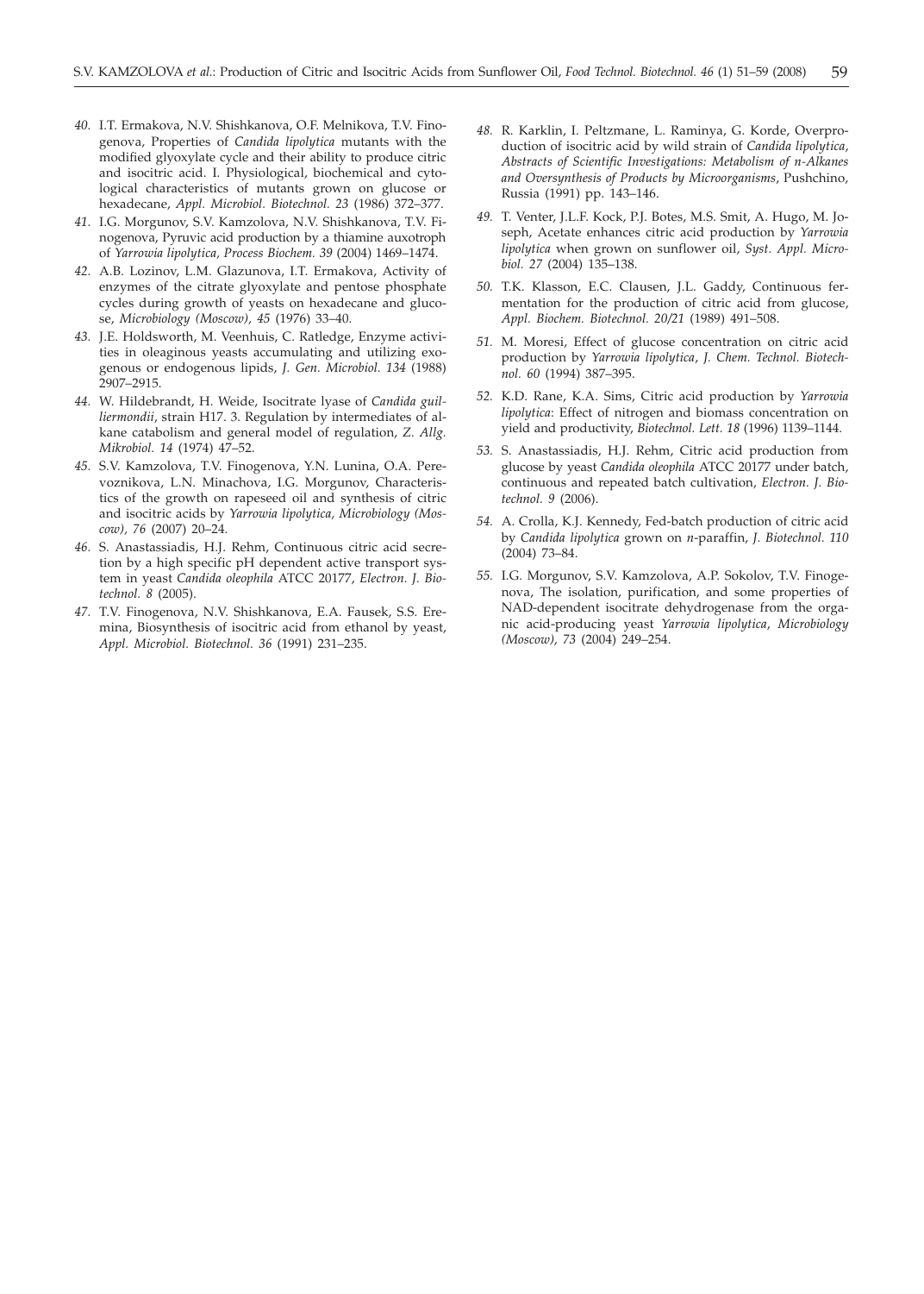40. I.T. Ermakova, N.V. Shishkanova, O.F. Melnikova, T.V. Finogenova, Properties of *Candida lipolytica* mutants with the modified glyoxylate cycle and their ability to produce citric and isocitric acid. I. Physiological, biochemical and cytological characteristics of mutants grown on glucose or hexadecane, *Appl. Microbiol. Biotechnol. 23* (1986) 372–377.

41. I.G. Morgunov, S.V. Kamzolova, N.V. Shishkanova, T.V. Finogenova, Pyruvic acid production by a thiamine auxotroph of *Yarrowia lipolytica*, *Process Biochem. 39* (2004) 1469–1474.

42. A.B. Lozinov, L.M. Glazunova, I.T. Ermakova, Activity of enzymes of the citrate glyoxylate and pentose phosphate cycles during growth of yeasts on hexadecane and glucose, *Microbiology (Moscow), 45* (1976) 33–40.

43. J.E. Holdsworth, M. Veenhuis, C. Ratledge, Enzyme activities in oleaginous yeasts accumulating and utilizing exogenous or endogenous lipids, *J. Gen. Microbiol. 134* (1988) 2907–2915.

44. W. Hildebrandt, H. Weide, Isocitrate lyase of *Candida guilliermondii*, strain H17. 3. Regulation by intermediates of alkane catabolism and general model of regulation, *Z. Allg. Mikrobiol. 14* (1974) 47–52.

45. S.V. Kamzolova, T.V. Finogenova, Y.N. Lunina, O.A. Perevoznikova, L.N. Minachova, I.G. Morgunov, Characteristics of the growth on rapeseed oil and synthesis of citric and isocitric acids by *Yarrowia lipolytica*, *Microbiology (Moscow), 76* (2007) 20–24.

46. S. Anastassiadis, H.J. Rehm, Continuous citric acid secretion by a high specific pH dependent active transport system in yeast *Candida oleophila* ATCC 20177, *Electron. J. Biotechnol. 8* (2005).

47. T.V. Finogenova, N.V. Shishkanova, E.A. Fausek, S.S. Eremina, Biosynthesis of isocitric acid from ethanol by yeast, *Appl. Microbiol. Biotechnol. 36* (1991) 231–235.

48. R. Karklin, I. Peltzmane, L. Raminya, G. Korde, Overproduction of isocitric acid by wild strain of *Candida lipolytica*, *Abstracts of Scientific Investigations: Metabolism of n-Alkanes and Oversynthesis of Products by Microorganisms*, Pushchino, Russia (1991) pp. 143–146.

49. T. Venter, J.L.F. Kock, P.J. Botes, M.S. Smit, A. Hugo, M. Joseph, Acetate enhances citric acid production by *Yarrowia lipolytica* when grown on sunflower oil, *Syst. Appl. Microbiol. 27* (2004) 135–138.

50. T.K. Klasson, E.C. Clausen, J.L. Gaddy, Continuous fermentation for the production of citric acid from glucose, *Appl. Biochem. Biotechnol. 20/21* (1989) 491–508.

51. M. Moresi, Effect of glucose concentration on citric acid production by *Yarrowia lipolytica*, *J. Chem. Technol. Biotechnol. 60* (1994) 387–395.

52. K.D. Rane, K.A. Sims, Citric acid production by *Yarrowia lipolytica*: Effect of nitrogen and biomass concentration on yield and productivity, *Biotechnol. Lett. 18* (1996) 1139–1144.

53. S. Anastassiadis, H.J. Rehm, Citric acid production from glucose by yeast *Candida oleophila* ATCC 20177 under batch, continuous and repeated batch cultivation, *Electron. J. Biotechnol. 9* (2006).

54. A. Crolla, K.J. Kennedy, Fed-batch production of citric acid by *Candida lipolytica* grown on *n*-paraffin, *J. Biotechnol. 110* (2004) 73–84.

55. I.G. Morgunov, S.V. Kamzolova, A.P. Sokolov, T.V. Finogenova, The isolation, purification, and some properties of NAD-dependent isocitrate dehydrogenase from the organic acid-producing yeast *Yarrowia lipolytica*, *Microbiology (Moscow), 73* (2004) 249–254.